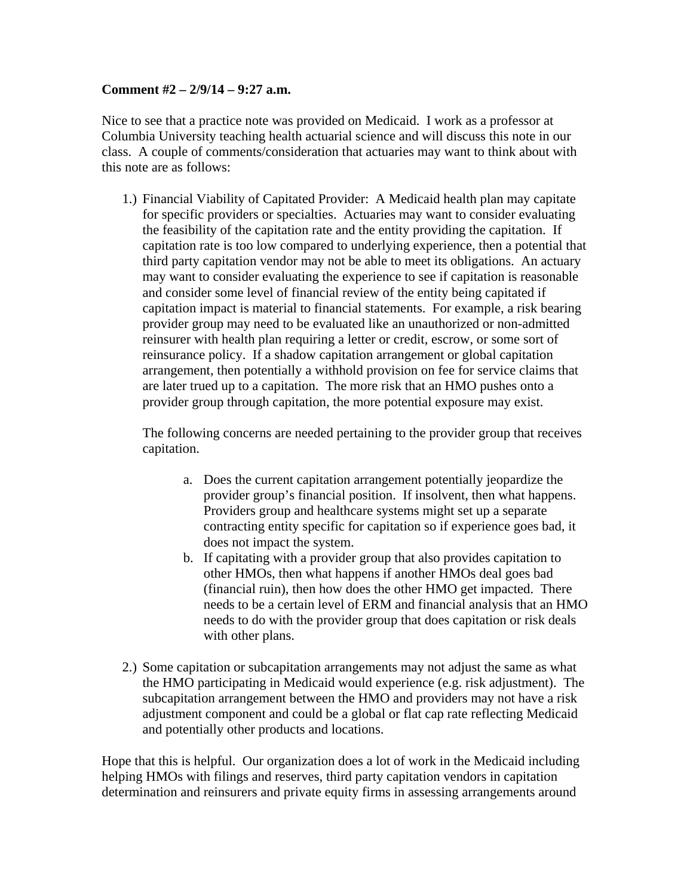**Comment #2 – 2/9/14 – 9:27 a.m.**

Nice to see that a practice note was provided on Medicaid. I work as a professor at Columbia University teaching health actuarial science and will discuss this note in our class. A couple of comments/consideration that actuaries may want to think about with this note are as follows:

1.) Financial Viability of Capitated Provider: A Medicaid health plan may capitate for specific providers or specialties. Actuaries may want to consider evaluating the feasibility of the capitation rate and the entity providing the capitation. If capitation rate is too low compared to underlying experience, then a potential that third party capitation vendor may not be able to meet its obligations. An actuary may want to consider evaluating the experience to see if capitation is reasonable and consider some level of financial review of the entity being capitated if capitation impact is material to financial statements. For example, a risk bearing provider group may need to be evaluated like an unauthorized or non-admitted reinsurer with health plan requiring a letter or credit, escrow, or some sort of reinsurance policy. If a shadow capitation arrangement or global capitation arrangement, then potentially a withhold provision on fee for service claims that are later trued up to a capitation. The more risk that an HMO pushes onto a provider group through capitation, the more potential exposure may exist.

   The following concerns are needed pertaining to the provider group that receives capitation.

   a. Does the current capitation arrangement potentially jeopardize the provider group's financial position. If insolvent, then what happens. Providers group and healthcare systems might set up a separate contracting entity specific for capitation so if experience goes bad, it does not impact the system.
   b. If capitating with a provider group that also provides capitation to other HMOs, then what happens if another HMOs deal goes bad (financial ruin), then how does the other HMO get impacted. There needs to be a certain level of ERM and financial analysis that an HMO needs to do with the provider group that does capitation or risk deals with other plans.

2.) Some capitation or subcapitation arrangements may not adjust the same as what the HMO participating in Medicaid would experience (e.g. risk adjustment). The subcapitation arrangement between the HMO and providers may not have a risk adjustment component and could be a global or flat cap rate reflecting Medicaid and potentially other products and locations.

Hope that this is helpful. Our organization does a lot of work in the Medicaid including helping HMOs with filings and reserves, third party capitation vendors in capitation determination and reinsurers and private equity firms in assessing arrangements around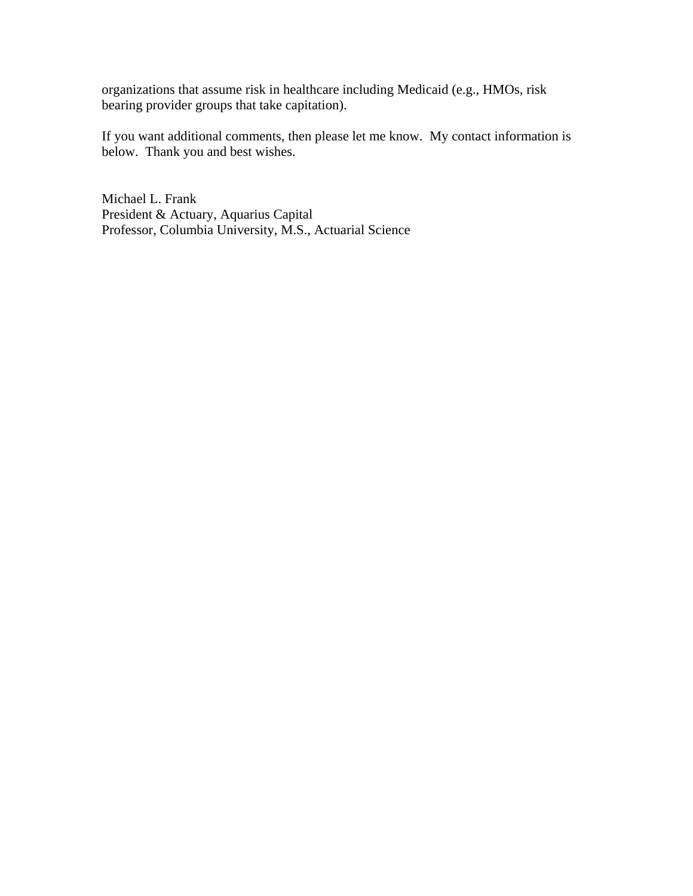organizations that assume risk in healthcare including Medicaid (e.g., HMOs, risk bearing provider groups that take capitation).

If you want additional comments, then please let me know. My contact information is below. Thank you and best wishes.

Michael L. Frank
President & Actuary, Aquarius Capital
Professor, Columbia University, M.S., Actuarial Science